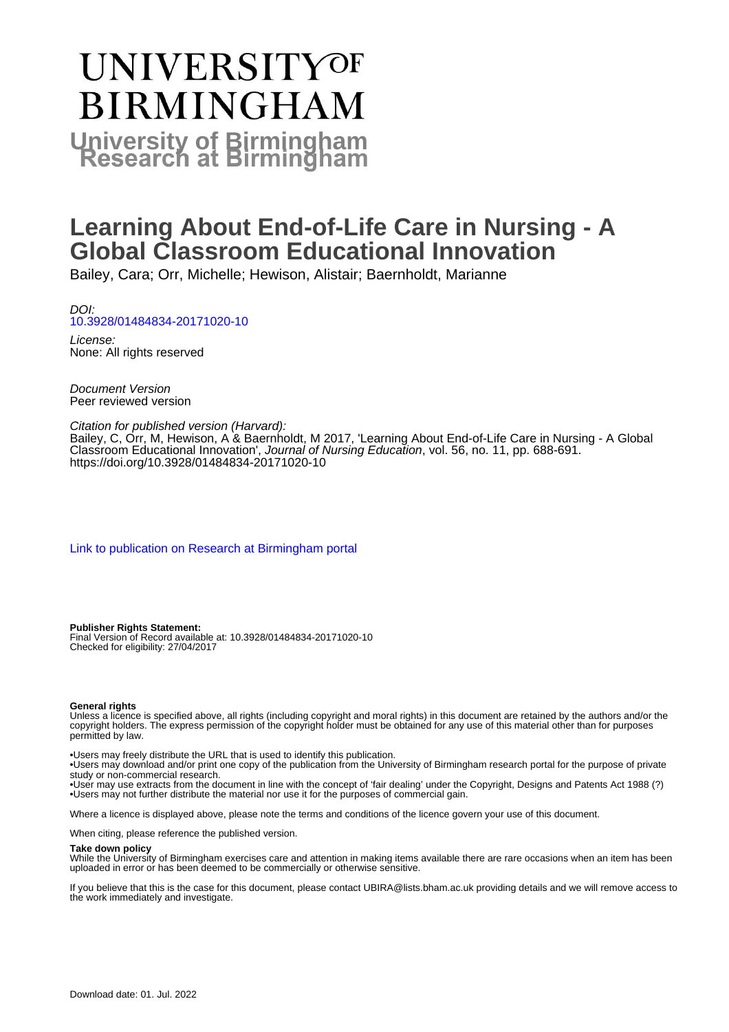# UNIVERSITY OF BIRMINGHAM

**University of Birmingham Research at Birmingham**

# Learning About End-of-Life Care in Nursing - A Global Classroom Educational Innovation

Bailey, Cara; Orr, Michelle; Hewison, Alistair; Baernholdt, Marianne

*DOI:*
10.3928/01484834-20171020-10

*License:*
None: All rights reserved

*Document Version*
Peer reviewed version

*Citation for published version (Harvard):*
Bailey, C, Orr, M, Hewison, A & Baernholdt, M 2017, 'Learning About End-of-Life Care in Nursing - A Global Classroom Educational Innovation', *Journal of Nursing Education*, vol. 56, no. 11, pp. 688-691. https://doi.org/10.3928/01484834-20171020-10

Link to publication on Research at Birmingham portal

**Publisher Rights Statement:**
Final Version of Record available at: 10.3928/01484834-20171020-10
Checked for eligibility: 27/04/2017

**General rights**
Unless a licence is specified above, all rights (including copyright and moral rights) in this document are retained by the authors and/or the copyright holders. The express permission of the copyright holder must be obtained for any use of this material other than for purposes permitted by law.

- •Users may freely distribute the URL that is used to identify this publication.
- •Users may download and/or print one copy of the publication from the University of Birmingham research portal for the purpose of private study or non-commercial research.
- •User may use extracts from the document in line with the concept of 'fair dealing' under the Copyright, Designs and Patents Act 1988 (?)
- •Users may not further distribute the material nor use it for the purposes of commercial gain.

Where a licence is displayed above, please note the terms and conditions of the licence govern your use of this document.

When citing, please reference the published version.

**Take down policy**
While the University of Birmingham exercises care and attention in making items available there are rare occasions when an item has been uploaded in error or has been deemed to be commercially or otherwise sensitive.

If you believe that this is the case for this document, please contact UBIRA@lists.bham.ac.uk providing details and we will remove access to the work immediately and investigate.

Download date: 01. Jul. 2022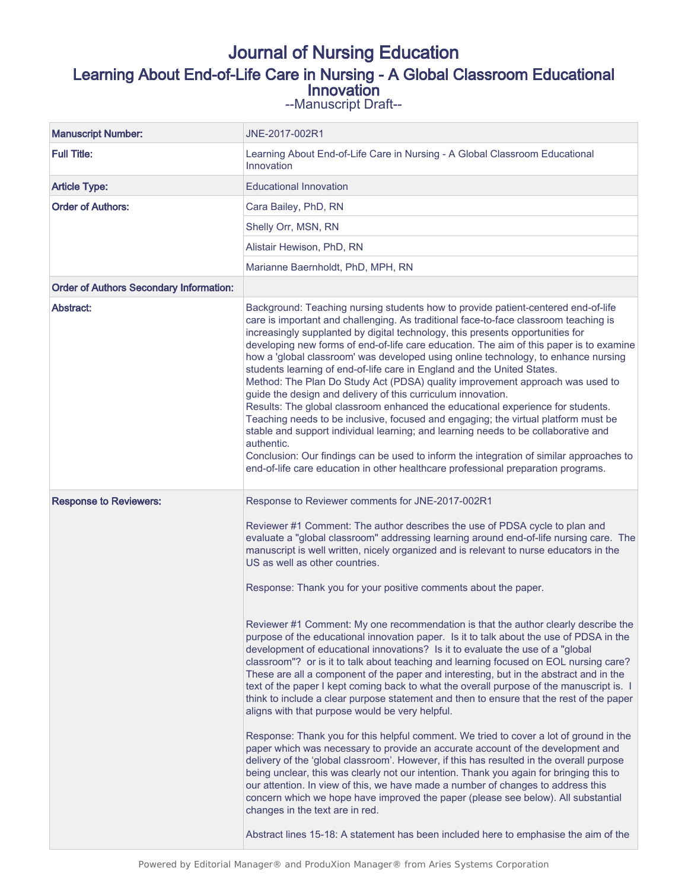# Journal of Nursing Education

## Learning About End-of-Life Care in Nursing - A Global Classroom Educational Innovation

--Manuscript Draft--

| | |
|---|---|
| **Manuscript Number:** | JNE-2017-002R1 |
| **Full Title:** | Learning About End-of-Life Care in Nursing - A Global Classroom Educational Innovation |
| **Article Type:** | Educational Innovation |
| **Order of Authors:** | Cara Bailey, PhD, RN |
| | Shelly Orr, MSN, RN |
| | Alistair Hewison, PhD, RN |
| | Marianne Baernholdt, PhD, MPH, RN |
| **Order of Authors Secondary Information:** | |
| **Abstract:** | Background: Teaching nursing students how to provide patient-centered end-of-life care is important and challenging. As traditional face-to-face classroom teaching is increasingly supplanted by digital technology, this presents opportunities for developing new forms of end-of-life care education. The aim of this paper is to examine how a 'global classroom' was developed using online technology, to enhance nursing students learning of end-of-life care in England and the United States.<br>Method: The Plan Do Study Act (PDSA) quality improvement approach was used to guide the design and delivery of this curriculum innovation.<br>Results: The global classroom enhanced the educational experience for students. Teaching needs to be inclusive, focused and engaging; the virtual platform must be stable and support individual learning; and learning needs to be collaborative and authentic.<br>Conclusion: Our findings can be used to inform the integration of similar approaches to end-of-life care education in other healthcare professional preparation programs. |
| **Response to Reviewers:** | Response to Reviewer comments for JNE-2017-002R1<br><br>Reviewer #1 Comment: The author describes the use of PDSA cycle to plan and evaluate a "global classroom" addressing learning around end-of-life nursing care. The manuscript is well written, nicely organized and is relevant to nurse educators in the US as well as other countries.<br><br>Response: Thank you for your positive comments about the paper.<br><br>Reviewer #1 Comment: My one recommendation is that the author clearly describe the purpose of the educational innovation paper. Is it to talk about the use of PDSA in the development of educational innovations? Is it to evaluate the use of a "global classroom"? or is it to talk about teaching and learning focused on EOL nursing care? These are all a component of the paper and interesting, but in the abstract and in the text of the paper I kept coming back to what the overall purpose of the manuscript is. I think to include a clear purpose statement and then to ensure that the rest of the paper aligns with that purpose would be very helpful.<br><br>Response: Thank you for this helpful comment. We tried to cover a lot of ground in the paper which was necessary to provide an accurate account of the development and delivery of the 'global classroom'. However, if this has resulted in the overall purpose being unclear, this was clearly not our intention. Thank you again for bringing this to our attention. In view of this, we have made a number of changes to address this concern which we hope have improved the paper (please see below). All substantial changes in the text are in red.<br><br>Abstract lines 15-18: A statement has been included here to emphasise the aim of the |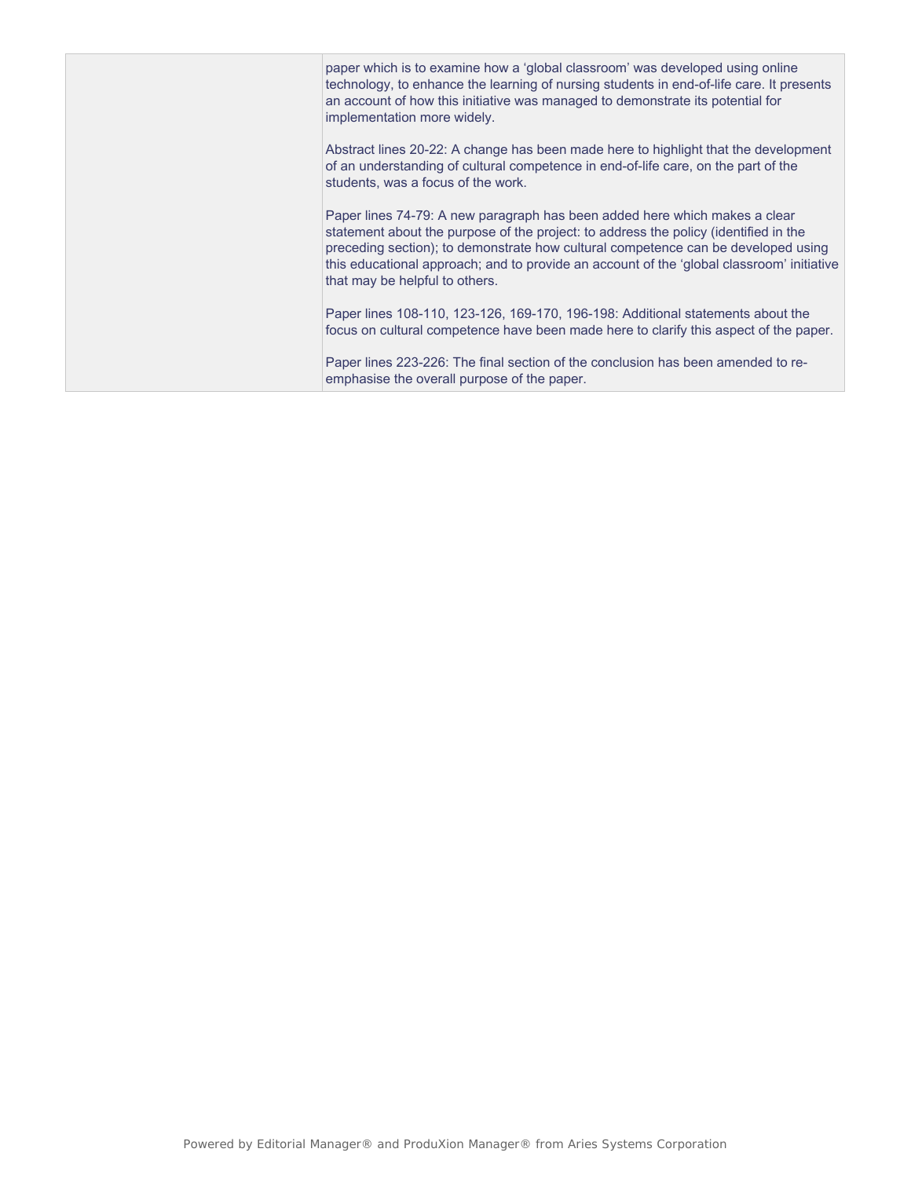| | |
|---|---|
| | paper which is to examine how a 'global classroom' was developed using online technology, to enhance the learning of nursing students in end-of-life care. It presents an account of how this initiative was managed to demonstrate its potential for implementation more widely.<br><br>Abstract lines 20-22: A change has been made here to highlight that the development of an understanding of cultural competence in end-of-life care, on the part of the students, was a focus of the work.<br><br>Paper lines 74-79: A new paragraph has been added here which makes a clear statement about the purpose of the project: to address the policy (identified in the preceding section); to demonstrate how cultural competence can be developed using this educational approach; and to provide an account of the 'global classroom' initiative that may be helpful to others.<br><br>Paper lines 108-110, 123-126, 169-170, 196-198: Additional statements about the focus on cultural competence have been made here to clarify this aspect of the paper.<br><br>Paper lines 223-226: The final section of the conclusion has been amended to re-emphasise the overall purpose of the paper. |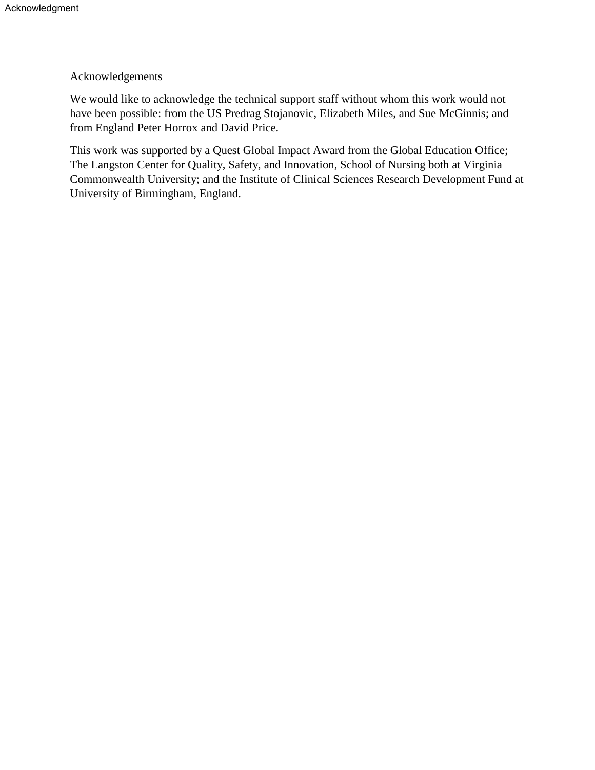## Acknowledgements

We would like to acknowledge the technical support staff without whom this work would not have been possible: from the US Predrag Stojanovic, Elizabeth Miles, and Sue McGinnis; and from England Peter Horrox and David Price.

This work was supported by a Quest Global Impact Award from the Global Education Office; The Langston Center for Quality, Safety, and Innovation, School of Nursing both at Virginia Commonwealth University; and the Institute of Clinical Sciences Research Development Fund at University of Birmingham, England.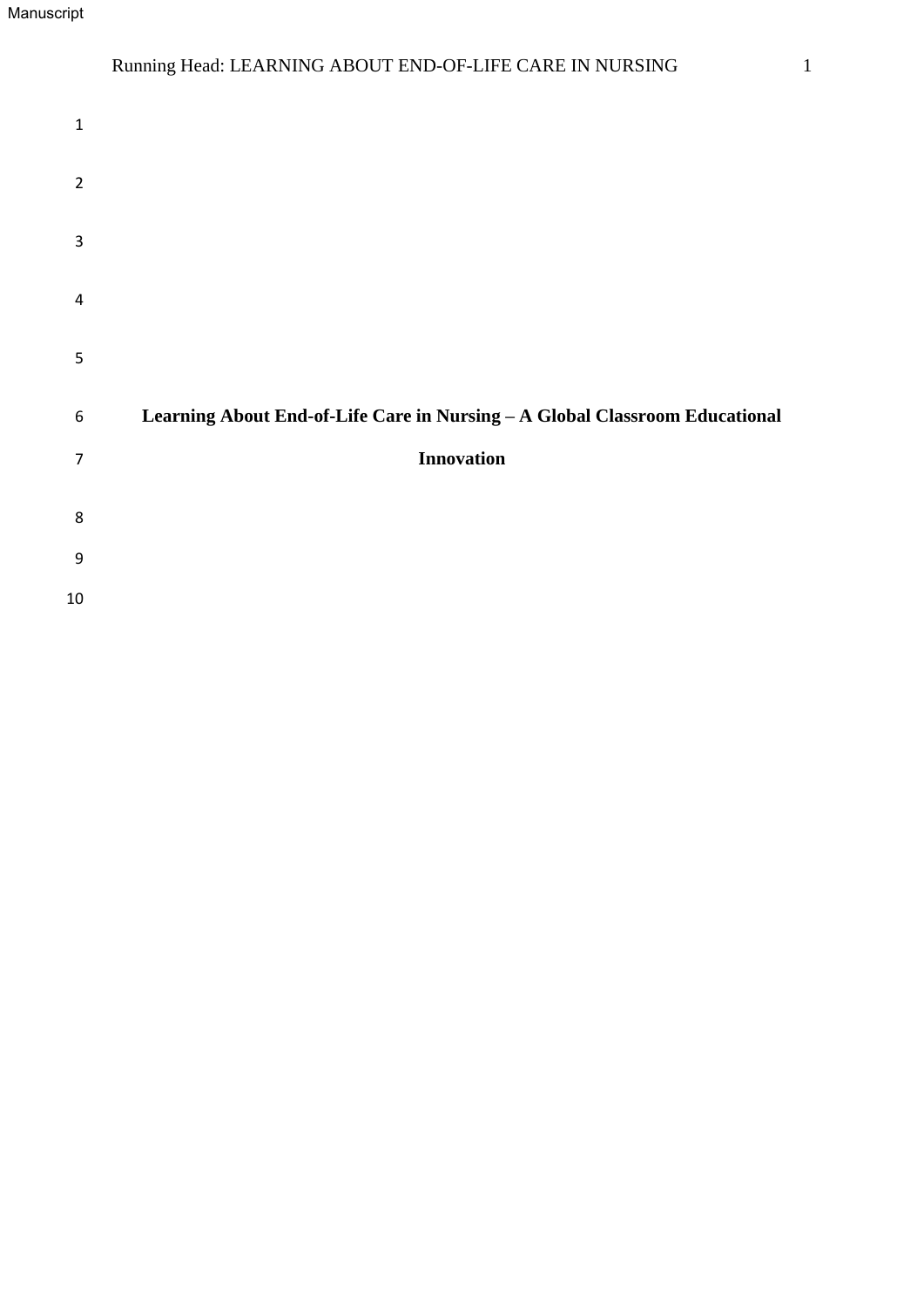# Learning About End-of-Life Care in Nursing – A Global Classroom Educational Innovation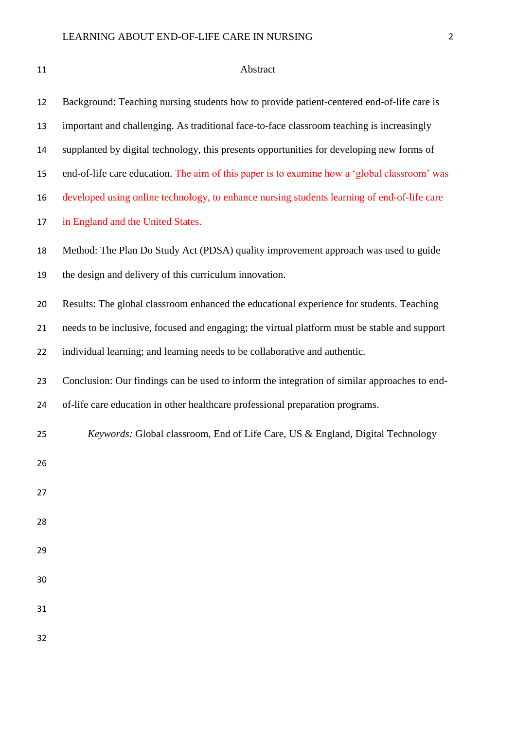## Abstract

Background: Teaching nursing students how to provide patient-centered end-of-life care is important and challenging. As traditional face-to-face classroom teaching is increasingly supplanted by digital technology, this presents opportunities for developing new forms of end-of-life care education. The aim of this paper is to examine how a 'global classroom' was developed using online technology, to enhance nursing students learning of end-of-life care in England and the United States.

Method: The Plan Do Study Act (PDSA) quality improvement approach was used to guide the design and delivery of this curriculum innovation.

Results: The global classroom enhanced the educational experience for students. Teaching needs to be inclusive, focused and engaging; the virtual platform must be stable and support individual learning; and learning needs to be collaborative and authentic.

Conclusion: Our findings can be used to inform the integration of similar approaches to end-of-life care education in other healthcare professional preparation programs.

*Keywords:* Global classroom, End of Life Care, US & England, Digital Technology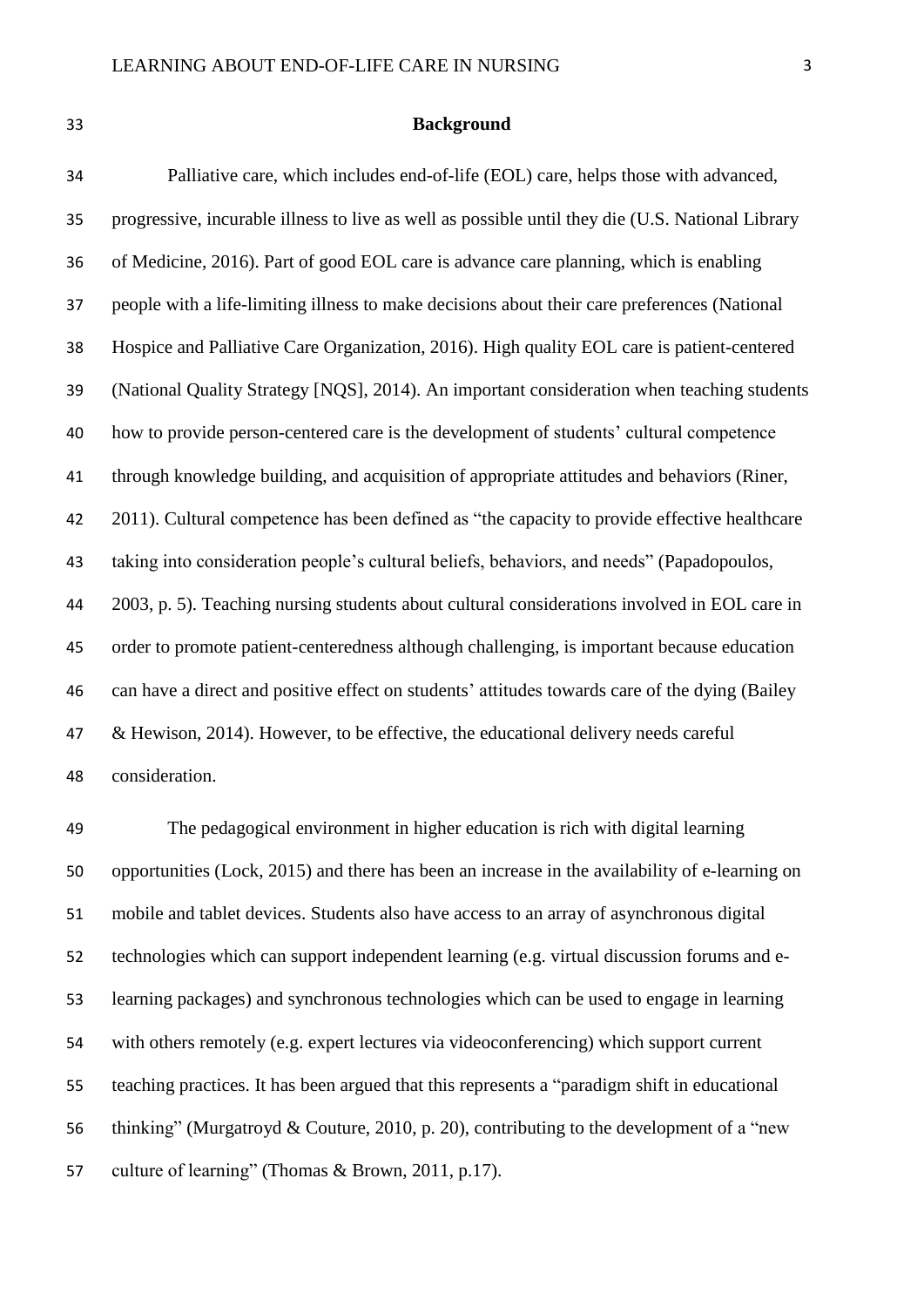## Background

Palliative care, which includes end-of-life (EOL) care, helps those with advanced, progressive, incurable illness to live as well as possible until they die (U.S. National Library of Medicine, 2016). Part of good EOL care is advance care planning, which is enabling people with a life-limiting illness to make decisions about their care preferences (National Hospice and Palliative Care Organization, 2016). High quality EOL care is patient-centered (National Quality Strategy [NQS], 2014). An important consideration when teaching students how to provide person-centered care is the development of students' cultural competence through knowledge building, and acquisition of appropriate attitudes and behaviors (Riner, 2011). Cultural competence has been defined as "the capacity to provide effective healthcare taking into consideration people's cultural beliefs, behaviors, and needs" (Papadopoulos, 2003, p. 5). Teaching nursing students about cultural considerations involved in EOL care in order to promote patient-centeredness although challenging, is important because education can have a direct and positive effect on students' attitudes towards care of the dying (Bailey & Hewison, 2014). However, to be effective, the educational delivery needs careful consideration.

The pedagogical environment in higher education is rich with digital learning opportunities (Lock, 2015) and there has been an increase in the availability of e-learning on mobile and tablet devices. Students also have access to an array of asynchronous digital technologies which can support independent learning (e.g. virtual discussion forums and e-learning packages) and synchronous technologies which can be used to engage in learning with others remotely (e.g. expert lectures via videoconferencing) which support current teaching practices. It has been argued that this represents a "paradigm shift in educational thinking" (Murgatroyd & Couture, 2010, p. 20), contributing to the development of a "new culture of learning" (Thomas & Brown, 2011, p.17).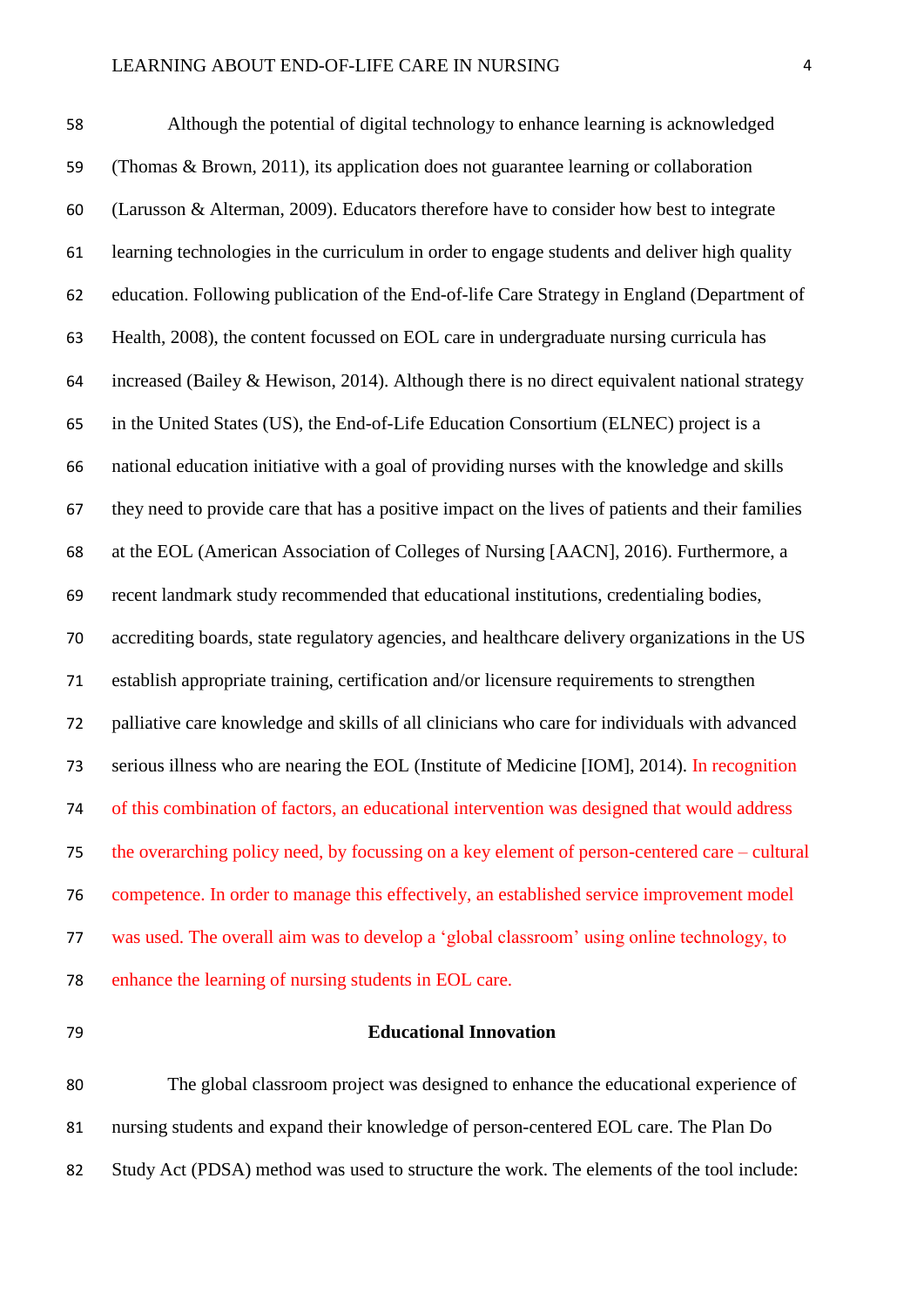Although the potential of digital technology to enhance learning is acknowledged (Thomas & Brown, 2011), its application does not guarantee learning or collaboration (Larusson & Alterman, 2009). Educators therefore have to consider how best to integrate learning technologies in the curriculum in order to engage students and deliver high quality education. Following publication of the End-of-life Care Strategy in England (Department of Health, 2008), the content focussed on EOL care in undergraduate nursing curricula has increased (Bailey & Hewison, 2014). Although there is no direct equivalent national strategy in the United States (US), the End-of-Life Education Consortium (ELNEC) project is a national education initiative with a goal of providing nurses with the knowledge and skills they need to provide care that has a positive impact on the lives of patients and their families at the EOL (American Association of Colleges of Nursing [AACN], 2016). Furthermore, a recent landmark study recommended that educational institutions, credentialing bodies, accrediting boards, state regulatory agencies, and healthcare delivery organizations in the US establish appropriate training, certification and/or licensure requirements to strengthen palliative care knowledge and skills of all clinicians who care for individuals with advanced serious illness who are nearing the EOL (Institute of Medicine [IOM], 2014). In recognition of this combination of factors, an educational intervention was designed that would address the overarching policy need, by focussing on a key element of person-centered care – cultural competence. In order to manage this effectively, an established service improvement model was used. The overall aim was to develop a 'global classroom' using online technology, to enhance the learning of nursing students in EOL care.

## Educational Innovation

The global classroom project was designed to enhance the educational experience of nursing students and expand their knowledge of person-centered EOL care. The Plan Do Study Act (PDSA) method was used to structure the work. The elements of the tool include: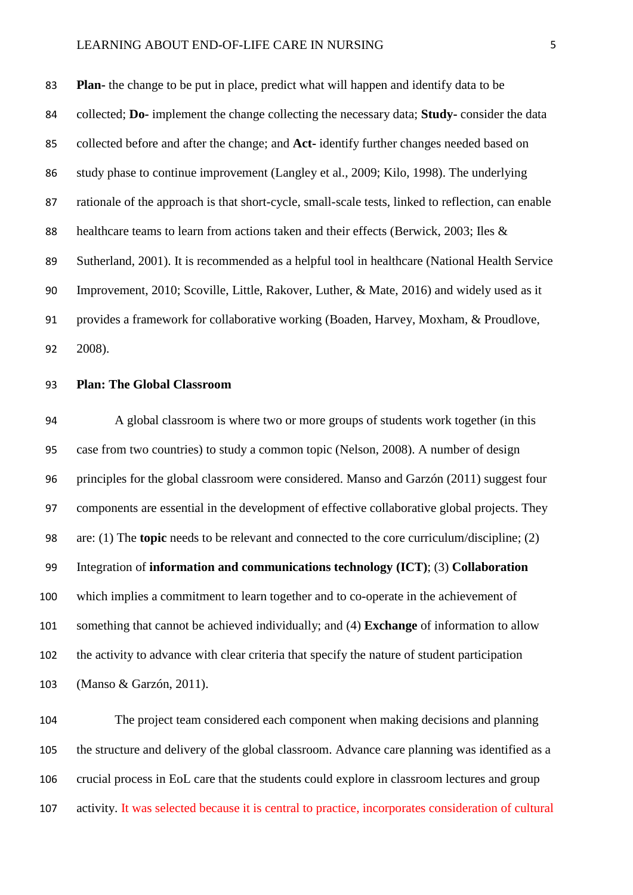**Plan-** the change to be put in place, predict what will happen and identify data to be collected; **Do-** implement the change collecting the necessary data; **Study-** consider the data collected before and after the change; and **Act-** identify further changes needed based on study phase to continue improvement (Langley et al., 2009; Kilo, 1998). The underlying rationale of the approach is that short-cycle, small-scale tests, linked to reflection, can enable healthcare teams to learn from actions taken and their effects (Berwick, 2003; Iles & Sutherland, 2001). It is recommended as a helpful tool in healthcare (National Health Service Improvement, 2010; Scoville, Little, Rakover, Luther, & Mate, 2016) and widely used as it provides a framework for collaborative working (Boaden, Harvey, Moxham, & Proudlove, 2008).

**Plan: The Global Classroom**

A global classroom is where two or more groups of students work together (in this case from two countries) to study a common topic (Nelson, 2008). A number of design principles for the global classroom were considered. Manso and Garzón (2011) suggest four components are essential in the development of effective collaborative global projects. They are: (1) The **topic** needs to be relevant and connected to the core curriculum/discipline; (2) Integration of **information and communications technology (ICT)**; (3) **Collaboration** which implies a commitment to learn together and to co-operate in the achievement of something that cannot be achieved individually; and (4) **Exchange** of information to allow the activity to advance with clear criteria that specify the nature of student participation (Manso & Garzón, 2011).

The project team considered each component when making decisions and planning the structure and delivery of the global classroom. Advance care planning was identified as a crucial process in EoL care that the students could explore in classroom lectures and group activity. It was selected because it is central to practice, incorporates consideration of cultural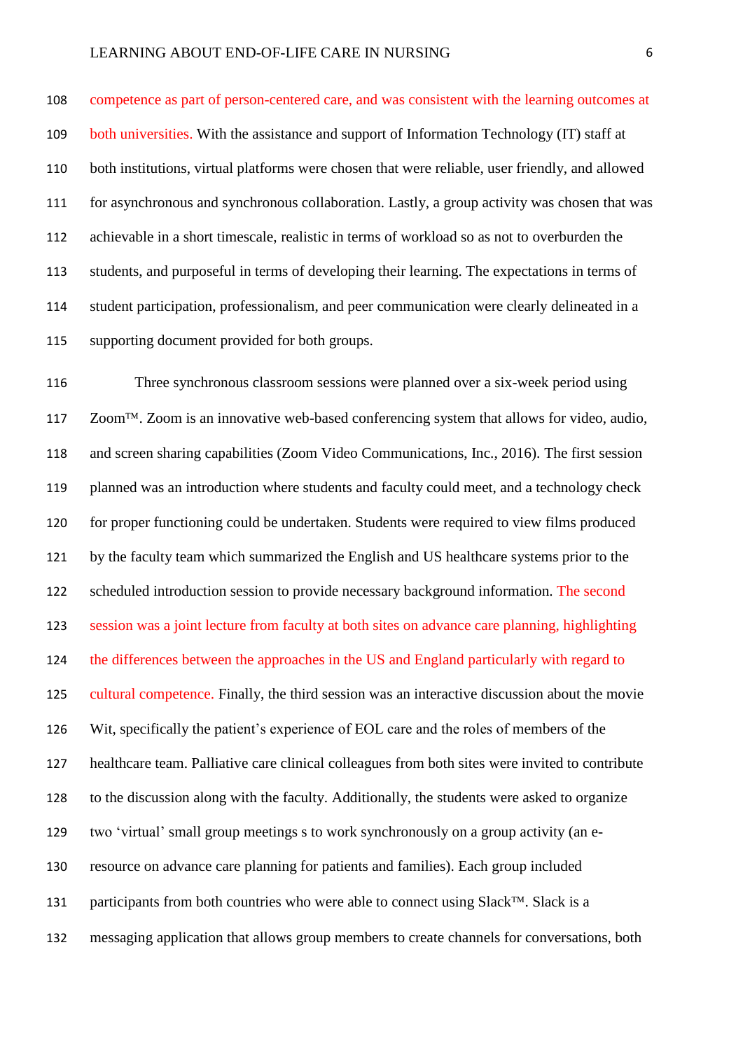competence as part of person-centered care, and was consistent with the learning outcomes at both universities. With the assistance and support of Information Technology (IT) staff at both institutions, virtual platforms were chosen that were reliable, user friendly, and allowed for asynchronous and synchronous collaboration. Lastly, a group activity was chosen that was achievable in a short timescale, realistic in terms of workload so as not to overburden the students, and purposeful in terms of developing their learning. The expectations in terms of student participation, professionalism, and peer communication were clearly delineated in a supporting document provided for both groups.

Three synchronous classroom sessions were planned over a six-week period using Zoom™. Zoom is an innovative web-based conferencing system that allows for video, audio, and screen sharing capabilities (Zoom Video Communications, Inc., 2016). The first session planned was an introduction where students and faculty could meet, and a technology check for proper functioning could be undertaken. Students were required to view films produced by the faculty team which summarized the English and US healthcare systems prior to the scheduled introduction session to provide necessary background information. The second session was a joint lecture from faculty at both sites on advance care planning, highlighting the differences between the approaches in the US and England particularly with regard to cultural competence. Finally, the third session was an interactive discussion about the movie Wit, specifically the patient's experience of EOL care and the roles of members of the healthcare team. Palliative care clinical colleagues from both sites were invited to contribute to the discussion along with the faculty. Additionally, the students were asked to organize two 'virtual' small group meetings s to work synchronously on a group activity (an e-resource on advance care planning for patients and families). Each group included participants from both countries who were able to connect using Slack™. Slack is a messaging application that allows group members to create channels for conversations, both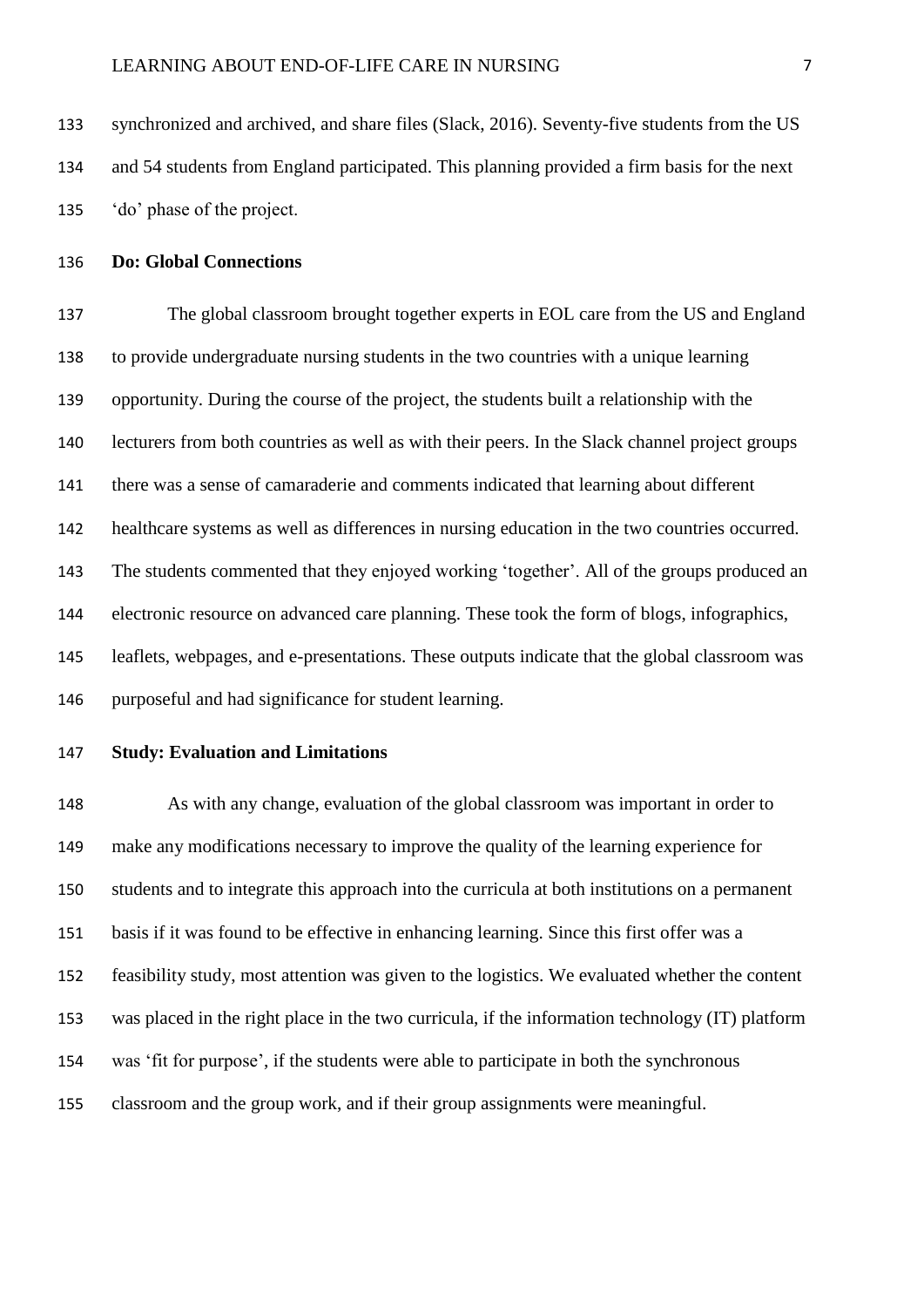synchronized and archived, and share files (Slack, 2016). Seventy-five students from the US and 54 students from England participated. This planning provided a firm basis for the next 'do' phase of the project.

## Do: Global Connections

The global classroom brought together experts in EOL care from the US and England to provide undergraduate nursing students in the two countries with a unique learning opportunity. During the course of the project, the students built a relationship with the lecturers from both countries as well as with their peers. In the Slack channel project groups there was a sense of camaraderie and comments indicated that learning about different healthcare systems as well as differences in nursing education in the two countries occurred. The students commented that they enjoyed working 'together'. All of the groups produced an electronic resource on advanced care planning. These took the form of blogs, infographics, leaflets, webpages, and e-presentations. These outputs indicate that the global classroom was purposeful and had significance for student learning.

## Study: Evaluation and Limitations

As with any change, evaluation of the global classroom was important in order to make any modifications necessary to improve the quality of the learning experience for students and to integrate this approach into the curricula at both institutions on a permanent basis if it was found to be effective in enhancing learning. Since this first offer was a feasibility study, most attention was given to the logistics. We evaluated whether the content was placed in the right place in the two curricula, if the information technology (IT) platform was 'fit for purpose', if the students were able to participate in both the synchronous classroom and the group work, and if their group assignments were meaningful.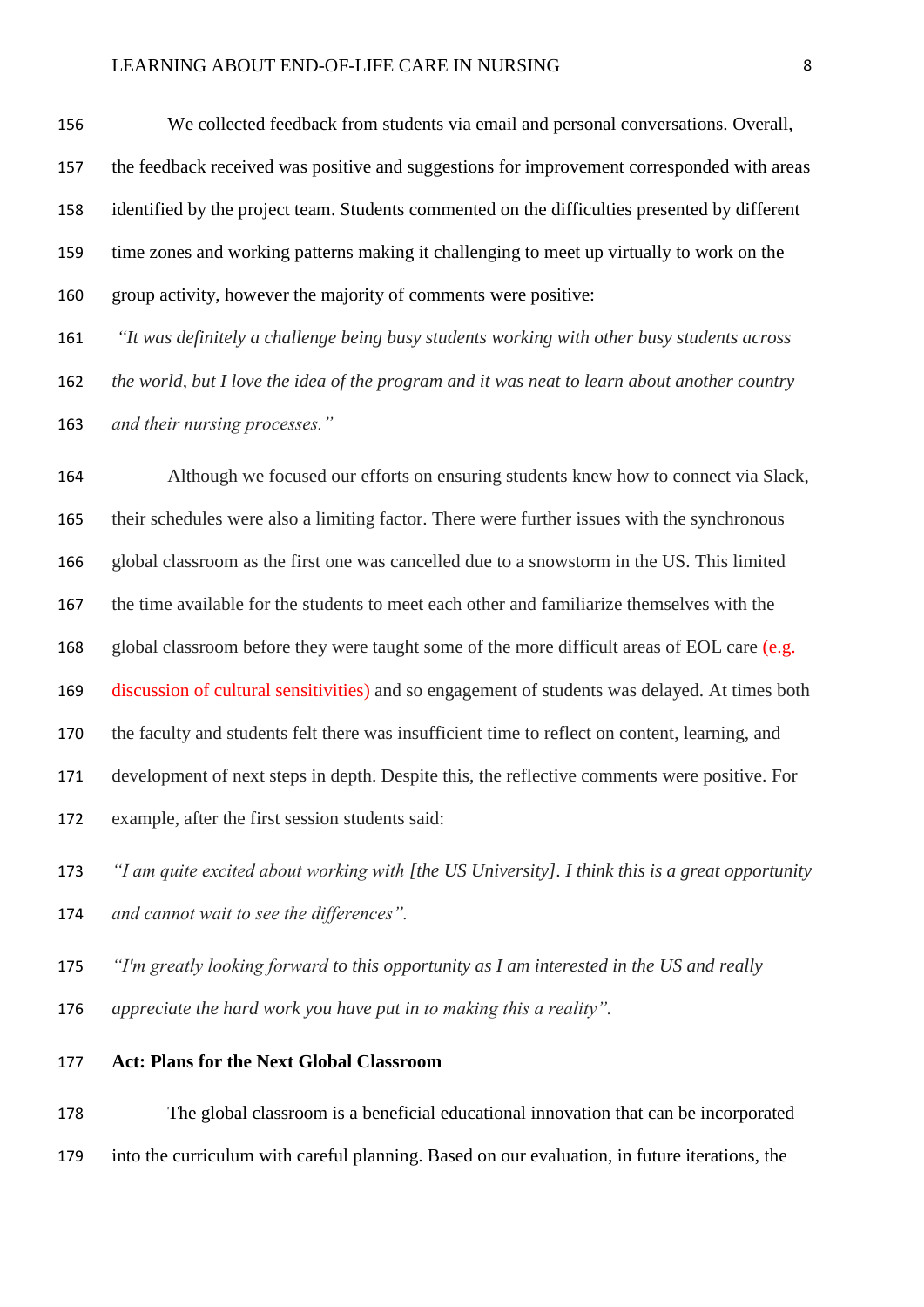We collected feedback from students via email and personal conversations. Overall, the feedback received was positive and suggestions for improvement corresponded with areas identified by the project team. Students commented on the difficulties presented by different time zones and working patterns making it challenging to meet up virtually to work on the group activity, however the majority of comments were positive:

*"It was definitely a challenge being busy students working with other busy students across the world, but I love the idea of the program and it was neat to learn about another country and their nursing processes."*

Although we focused our efforts on ensuring students knew how to connect via Slack, their schedules were also a limiting factor. There were further issues with the synchronous global classroom as the first one was cancelled due to a snowstorm in the US. This limited the time available for the students to meet each other and familiarize themselves with the global classroom before they were taught some of the more difficult areas of EOL care (e.g. discussion of cultural sensitivities) and so engagement of students was delayed. At times both the faculty and students felt there was insufficient time to reflect on content, learning, and development of next steps in depth. Despite this, the reflective comments were positive. For example, after the first session students said:

*"I am quite excited about working with [the US University]. I think this is a great opportunity and cannot wait to see the differences".*

*"I'm greatly looking forward to this opportunity as I am interested in the US and really appreciate the hard work you have put in to making this a reality".*

**Act: Plans for the Next Global Classroom**

The global classroom is a beneficial educational innovation that can be incorporated into the curriculum with careful planning. Based on our evaluation, in future iterations, the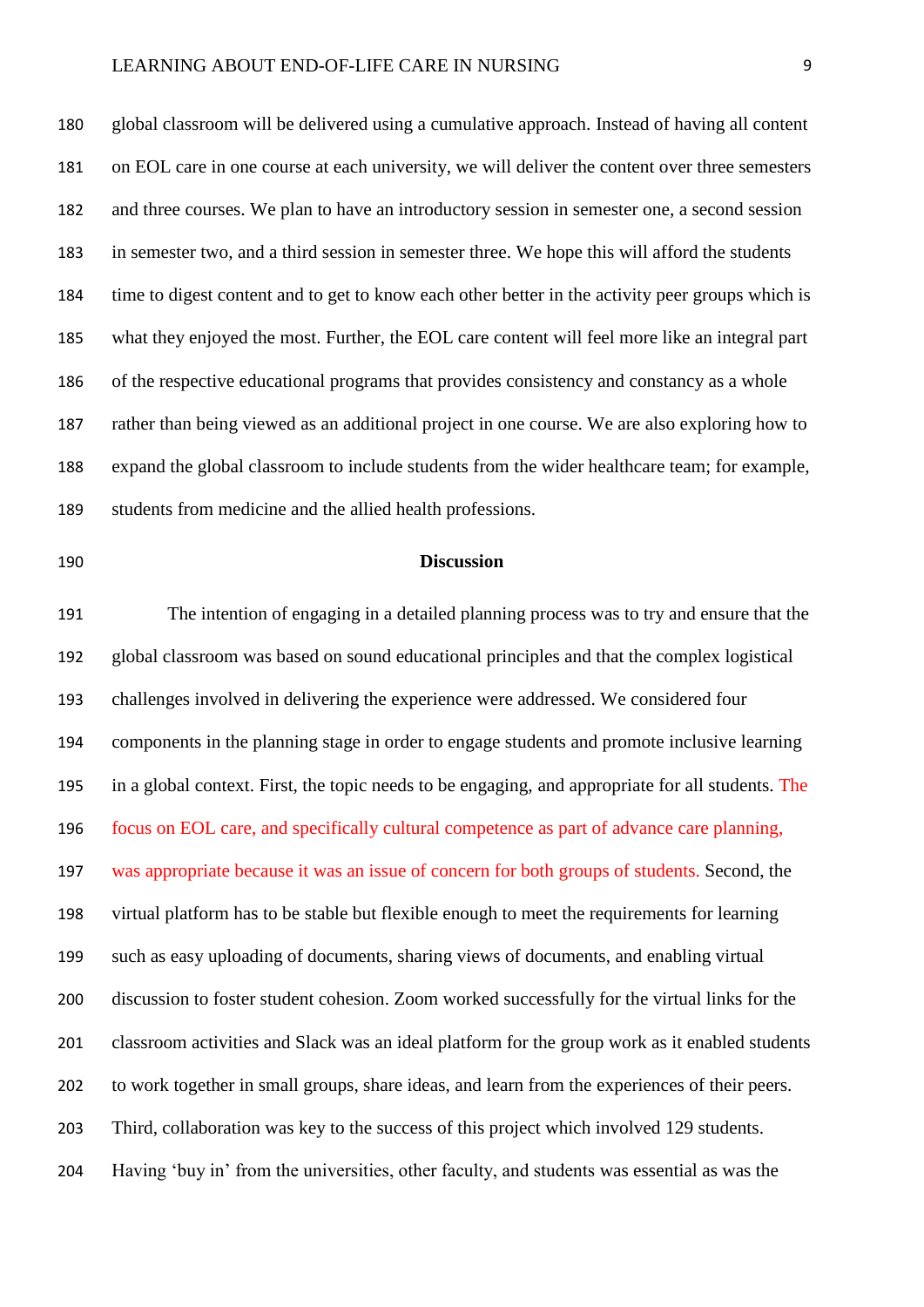global classroom will be delivered using a cumulative approach. Instead of having all content on EOL care in one course at each university, we will deliver the content over three semesters and three courses. We plan to have an introductory session in semester one, a second session in semester two, and a third session in semester three. We hope this will afford the students time to digest content and to get to know each other better in the activity peer groups which is what they enjoyed the most. Further, the EOL care content will feel more like an integral part of the respective educational programs that provides consistency and constancy as a whole rather than being viewed as an additional project in one course. We are also exploring how to expand the global classroom to include students from the wider healthcare team; for example, students from medicine and the allied health professions.

## Discussion

The intention of engaging in a detailed planning process was to try and ensure that the global classroom was based on sound educational principles and that the complex logistical challenges involved in delivering the experience were addressed. We considered four components in the planning stage in order to engage students and promote inclusive learning in a global context. First, the topic needs to be engaging, and appropriate for all students. The focus on EOL care, and specifically cultural competence as part of advance care planning, was appropriate because it was an issue of concern for both groups of students. Second, the virtual platform has to be stable but flexible enough to meet the requirements for learning such as easy uploading of documents, sharing views of documents, and enabling virtual discussion to foster student cohesion. Zoom worked successfully for the virtual links for the classroom activities and Slack was an ideal platform for the group work as it enabled students to work together in small groups, share ideas, and learn from the experiences of their peers. Third, collaboration was key to the success of this project which involved 129 students. Having 'buy in' from the universities, other faculty, and students was essential as was the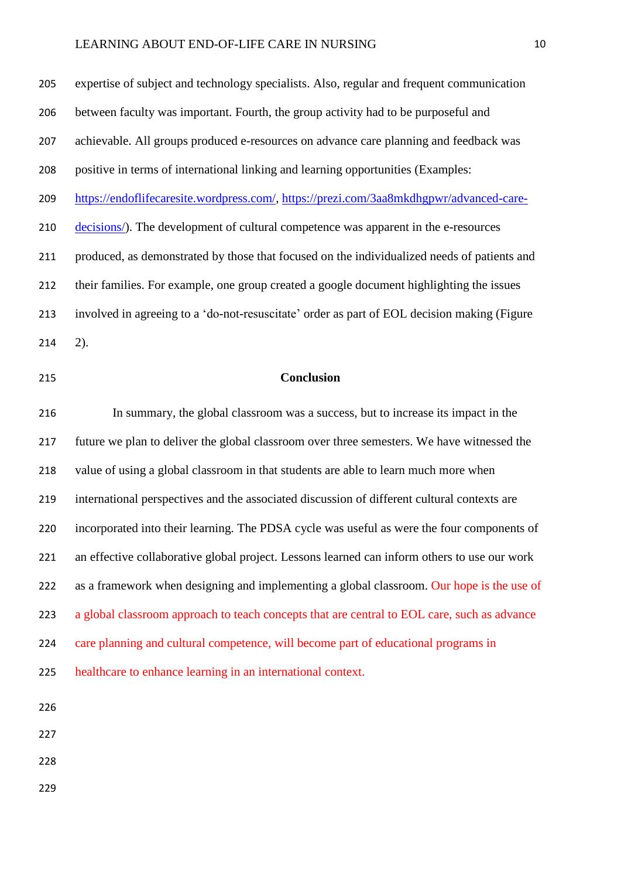expertise of subject and technology specialists. Also, regular and frequent communication between faculty was important. Fourth, the group activity had to be purposeful and achievable. All groups produced e-resources on advance care planning and feedback was positive in terms of international linking and learning opportunities (Examples: https://endoflifecaresite.wordpress.com/, https://prezi.com/3aa8mkdhgpwr/advanced-care-decisions/). The development of cultural competence was apparent in the e-resources produced, as demonstrated by those that focused on the individualized needs of patients and their families. For example, one group created a google document highlighting the issues involved in agreeing to a 'do-not-resuscitate' order as part of EOL decision making (Figure 2).

## Conclusion

In summary, the global classroom was a success, but to increase its impact in the future we plan to deliver the global classroom over three semesters. We have witnessed the value of using a global classroom in that students are able to learn much more when international perspectives and the associated discussion of different cultural contexts are incorporated into their learning. The PDSA cycle was useful as were the four components of an effective collaborative global project. Lessons learned can inform others to use our work as a framework when designing and implementing a global classroom. Our hope is the use of a global classroom approach to teach concepts that are central to EOL care, such as advance care planning and cultural competence, will become part of educational programs in healthcare to enhance learning in an international context.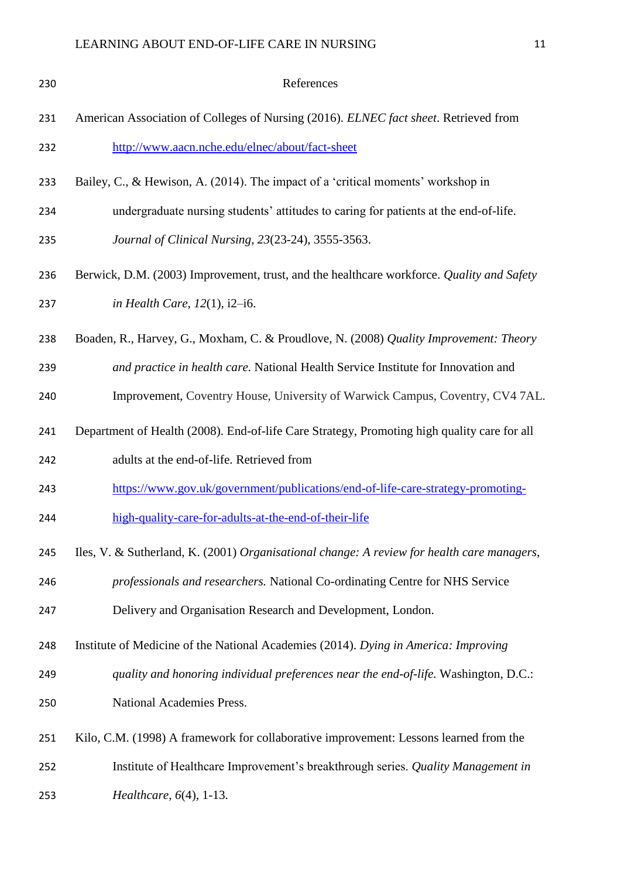# References

American Association of Colleges of Nursing (2016). *ELNEC fact sheet*. Retrieved from http://www.aacn.nche.edu/elnec/about/fact-sheet

Bailey, C., & Hewison, A. (2014). The impact of a 'critical moments' workshop in undergraduate nursing students' attitudes to caring for patients at the end-of-life. *Journal of Clinical Nursing, 23*(23-24), 3555-3563.

Berwick, D.M. (2003) Improvement, trust, and the healthcare workforce. *Quality and Safety in Health Care, 12*(1), i2–i6.

Boaden, R., Harvey, G., Moxham, C. & Proudlove, N. (2008) *Quality Improvement: Theory and practice in health care.* National Health Service Institute for Innovation and Improvement, Coventry House, University of Warwick Campus, Coventry, CV4 7AL.

Department of Health (2008). End-of-life Care Strategy, Promoting high quality care for all adults at the end-of-life. Retrieved from https://www.gov.uk/government/publications/end-of-life-care-strategy-promoting-high-quality-care-for-adults-at-the-end-of-their-life

Iles, V. & Sutherland, K. (2001) *Organisational change: A review for health care managers, professionals and researchers.* National Co-ordinating Centre for NHS Service Delivery and Organisation Research and Development, London.

Institute of Medicine of the National Academies (2014). *Dying in America: Improving quality and honoring individual preferences near the end-of-life.* Washington, D.C.: National Academies Press.

Kilo, C.M. (1998) A framework for collaborative improvement: Lessons learned from the Institute of Healthcare Improvement's breakthrough series. *Quality Management in Healthcare, 6*(4), 1-13.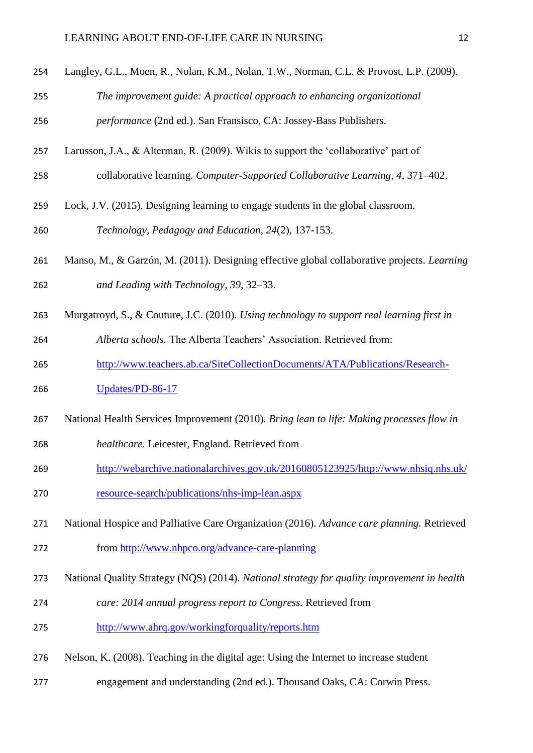Langley, G.L., Moen, R., Nolan, K.M., Nolan, T.W., Norman, C.L. & Provost, L.P. (2009). *The improvement guide: A practical approach to enhancing organizational performance* (2nd ed.). San Fransisco, CA: Jossey-Bass Publishers.

Larusson, J.A., & Alterman, R. (2009). Wikis to support the 'collaborative' part of collaborative learning. *Computer-Supported Collaborative Learning, 4*, 371–402.

Lock, J.V. (2015). Designing learning to engage students in the global classroom. *Technology, Pedagogy and Education, 24*(2), 137-153.

Manso, M., & Garzón, M. (2011). Designing effective global collaborative projects. *Learning and Leading with Technology, 39*, 32–33.

Murgatroyd, S., & Couture, J.C. (2010). *Using technology to support real learning first in Alberta schools.* The Alberta Teachers' Association. Retrieved from: http://www.teachers.ab.ca/SiteCollectionDocuments/ATA/Publications/Research-Updates/PD-86-17

National Health Services Improvement (2010). *Bring lean to life: Making processes flow in healthcare.* Leicester, England. Retrieved from http://webarchive.nationalarchives.gov.uk/20160805123925/http://www.nhsiq.nhs.uk/resource-search/publications/nhs-imp-lean.aspx

National Hospice and Palliative Care Organization (2016). *Advance care planning.* Retrieved from http://www.nhpco.org/advance-care-planning

National Quality Strategy (NQS) (2014). *National strategy for quality improvement in health care: 2014 annual progress report to Congress.* Retrieved from http://www.ahrq.gov/workingforquality/reports.htm

Nelson, K. (2008). Teaching in the digital age: Using the Internet to increase student engagement and understanding (2nd ed.). Thousand Oaks, CA: Corwin Press.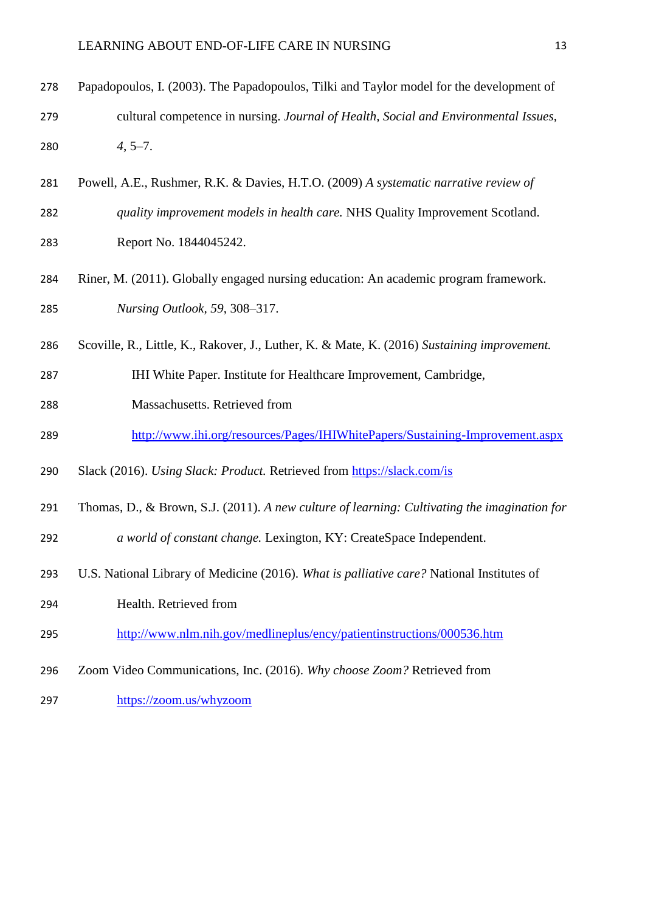Papadopoulos, I. (2003). The Papadopoulos, Tilki and Taylor model for the development of cultural competence in nursing. *Journal of Health, Social and Environmental Issues, 4*, 5–7.

Powell, A.E., Rushmer, R.K. & Davies, H.T.O. (2009) *A systematic narrative review of quality improvement models in health care.* NHS Quality Improvement Scotland. Report No. 1844045242.

Riner, M. (2011). Globally engaged nursing education: An academic program framework. *Nursing Outlook, 59*, 308–317.

Scoville, R., Little, K., Rakover, J., Luther, K. & Mate, K. (2016) *Sustaining improvement.* IHI White Paper. Institute for Healthcare Improvement, Cambridge, Massachusetts. Retrieved from http://www.ihi.org/resources/Pages/IHIWhitePapers/Sustaining-Improvement.aspx

Slack (2016). *Using Slack: Product.* Retrieved from https://slack.com/is

Thomas, D., & Brown, S.J. (2011). *A new culture of learning: Cultivating the imagination for a world of constant change.* Lexington, KY: CreateSpace Independent.

U.S. National Library of Medicine (2016). *What is palliative care?* National Institutes of Health. Retrieved from http://www.nlm.nih.gov/medlineplus/ency/patientinstructions/000536.htm

Zoom Video Communications, Inc. (2016). *Why choose Zoom?* Retrieved from https://zoom.us/whyzoom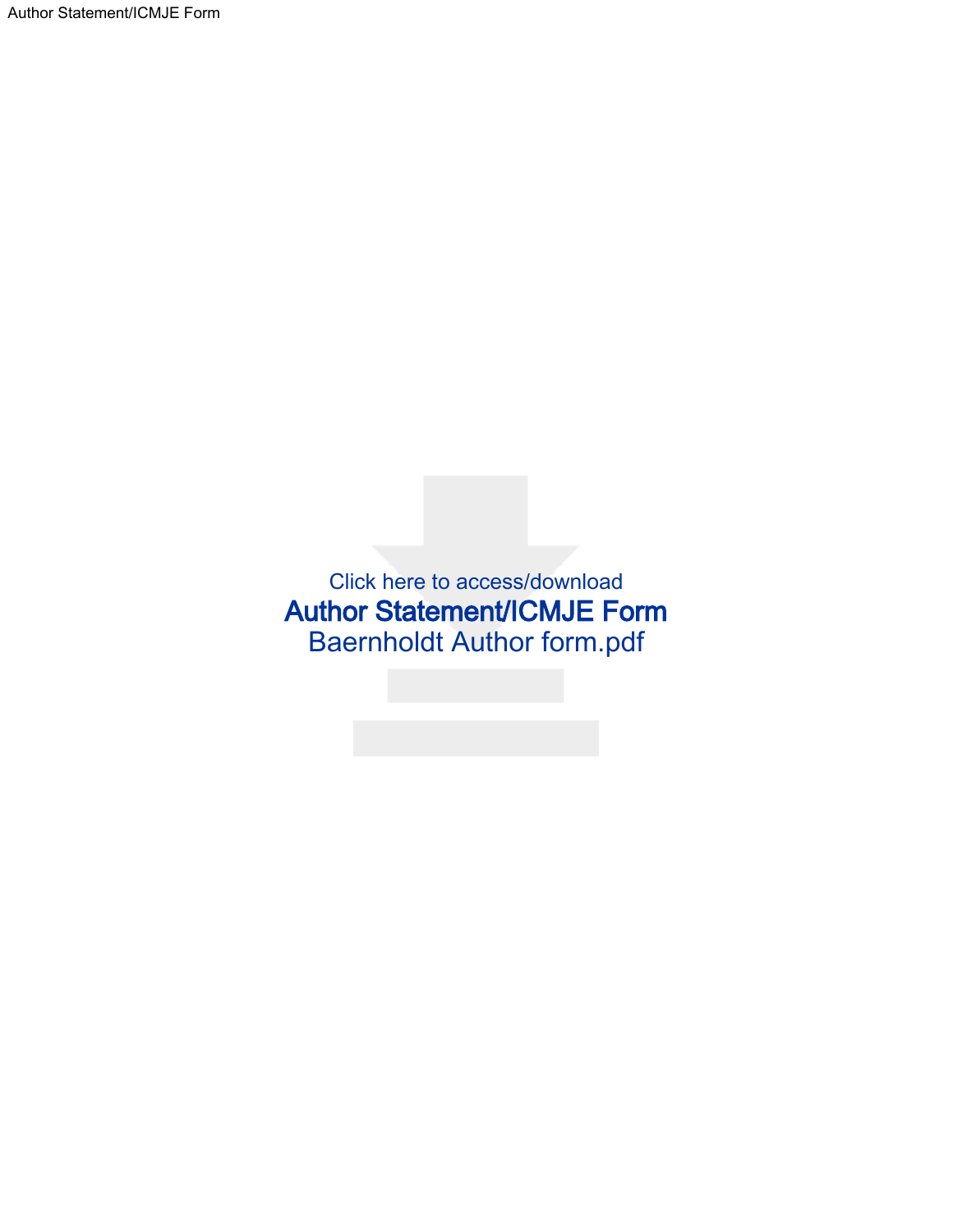Click here to access/download

**Author Statement/ICMJE Form**

Baernholdt Author form.pdf